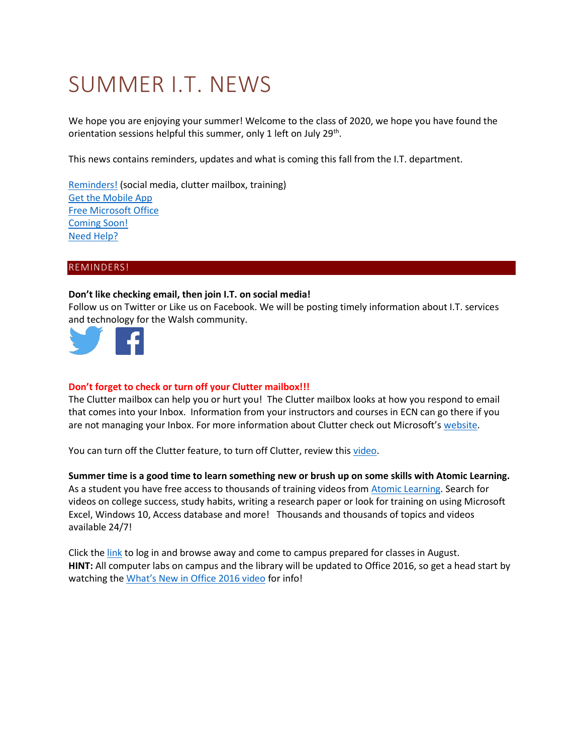# SUMMER I.T. NEWS

We hope you are enjoying your summer! Welcome to the class of 2020, we hope you have found the orientation sessions helpful this summer, only 1 left on July 29th.

This news contains reminders, updates and what is coming this fall from the I.T. department.

Reminders! (social media, clutter mailbox, training)
Get the Mobile App
Free Microsoft Office
Coming Soon!
Need Help?

## REMINDERS!

**Don't like checking email, then join I.T. on social media!**
Follow us on Twitter or Like us on Facebook. We will be posting timely information about I.T. services and technology for the Walsh community.

**Don't forget to check or turn off your Clutter mailbox!!!**
The Clutter mailbox can help you or hurt you! The Clutter mailbox looks at how you respond to email that comes into your Inbox. Information from your instructors and courses in ECN can go there if you are not managing your Inbox. For more information about Clutter check out Microsoft's website.

You can turn off the Clutter feature, to turn off Clutter, review this video.

**Summer time is a good time to learn something new or brush up on some skills with Atomic Learning.**
As a student you have free access to thousands of training videos from Atomic Learning. Search for videos on college success, study habits, writing a research paper or look for training on using Microsoft Excel, Windows 10, Access database and more! Thousands and thousands of topics and videos available 24/7!

Click the link to log in and browse away and come to campus prepared for classes in August.
**HINT:** All computer labs on campus and the library will be updated to Office 2016, so get a head start by watching the What's New in Office 2016 video for info!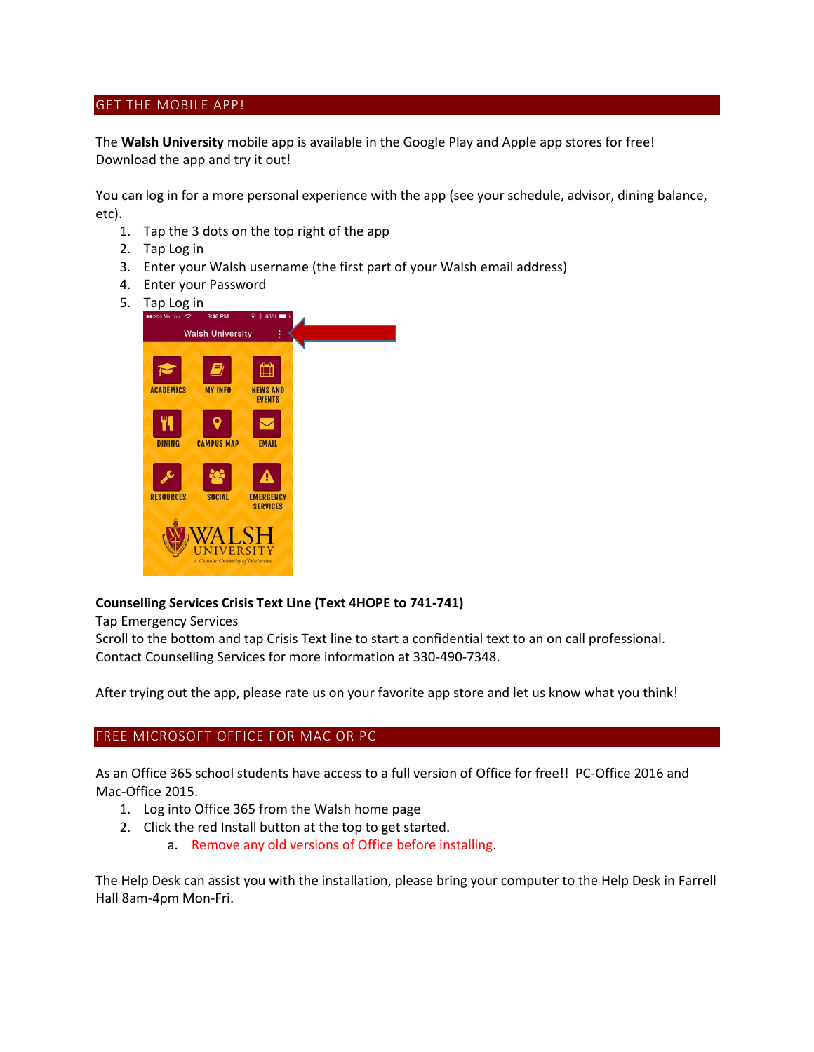## GET THE MOBILE APP!

The **Walsh University** mobile app is available in the Google Play and Apple app stores for free! Download the app and try it out!

You can log in for a more personal experience with the app (see your schedule, advisor, dining balance, etc).

1. Tap the 3 dots on the top right of the app
2. Tap Log in
3. Enter your Walsh username (the first part of your Walsh email address)
4. Enter your Password
5. Tap Log in

**Counselling Services Crisis Text Line (Text 4HOPE to 741-741)**

Tap Emergency Services

Scroll to the bottom and tap Crisis Text line to start a confidential text to an on call professional.

Contact Counselling Services for more information at 330-490-7348.

After trying out the app, please rate us on your favorite app store and let us know what you think!

## FREE MICROSOFT OFFICE FOR MAC OR PC

As an Office 365 school students have access to a full version of Office for free!! PC-Office 2016 and Mac-Office 2015.

1. Log into Office 365 from the Walsh home page
2. Click the red Install button at the top to get started.
   a. Remove any old versions of Office before installing.

The Help Desk can assist you with the installation, please bring your computer to the Help Desk in Farrell Hall 8am-4pm Mon-Fri.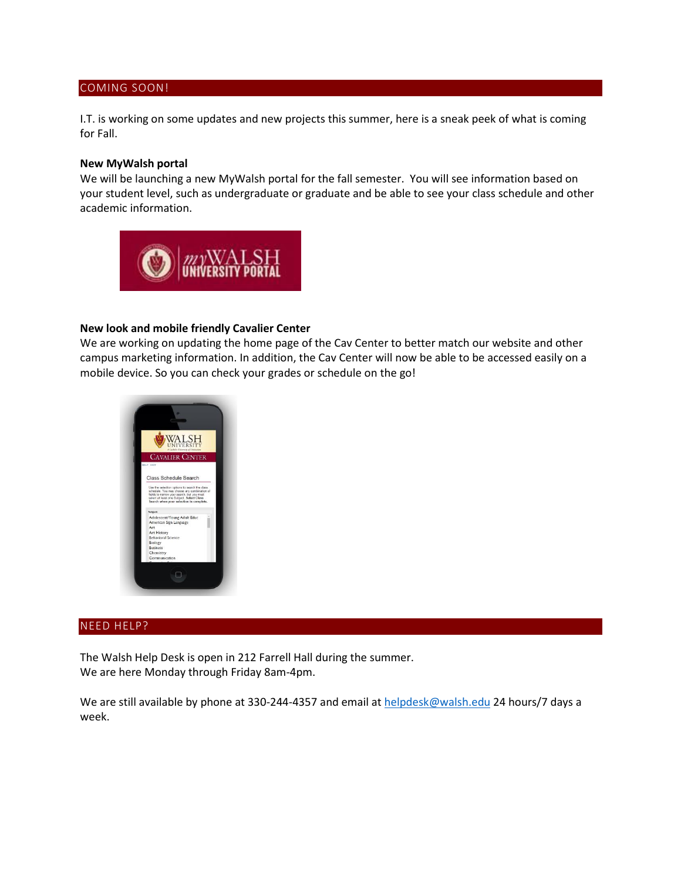## COMING SOON!

I.T. is working on some updates and new projects this summer, here is a sneak peek of what is coming for Fall.

**New MyWalsh portal**
We will be launching a new MyWalsh portal for the fall semester.  You will see information based on your student level, such as undergraduate or graduate and be able to see your class schedule and other academic information.

**New look and mobile friendly Cavalier Center**
We are working on updating the home page of the Cav Center to better match our website and other campus marketing information. In addition, the Cav Center will now be able to be accessed easily on a mobile device. So you can check your grades or schedule on the go!

## NEED HELP?

The Walsh Help Desk is open in 212 Farrell Hall during the summer.
We are here Monday through Friday 8am-4pm.

We are still available by phone at 330-244-4357 and email at helpdesk@walsh.edu 24 hours/7 days a week.